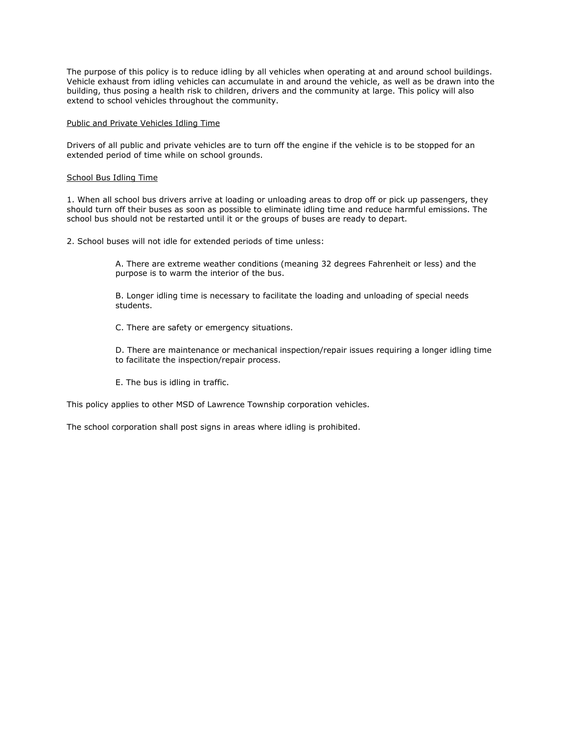The purpose of this policy is to reduce idling by all vehicles when operating at and around school buildings. Vehicle exhaust from idling vehicles can accumulate in and around the vehicle, as well as be drawn into the building, thus posing a health risk to children, drivers and the community at large. This policy will also extend to school vehicles throughout the community.

<u>Public and Private Vehicles Idling Time</u>

Drivers of all public and private vehicles are to turn off the engine if the vehicle is to be stopped for an extended period of time while on school grounds.

<u>School Bus Idling Time</u>

1. When all school bus drivers arrive at loading or unloading areas to drop off or pick up passengers, they should turn off their buses as soon as possible to eliminate idling time and reduce harmful emissions. The school bus should not be restarted until it or the groups of buses are ready to depart.

2. School buses will not idle for extended periods of time unless:

> A. There are extreme weather conditions (meaning 32 degrees Fahrenheit or less) and the purpose is to warm the interior of the bus.
>
> B. Longer idling time is necessary to facilitate the loading and unloading of special needs students.
>
> C. There are safety or emergency situations.
>
> D. There are maintenance or mechanical inspection/repair issues requiring a longer idling time to facilitate the inspection/repair process.
>
> E. The bus is idling in traffic.

This policy applies to other MSD of Lawrence Township corporation vehicles.

The school corporation shall post signs in areas where idling is prohibited.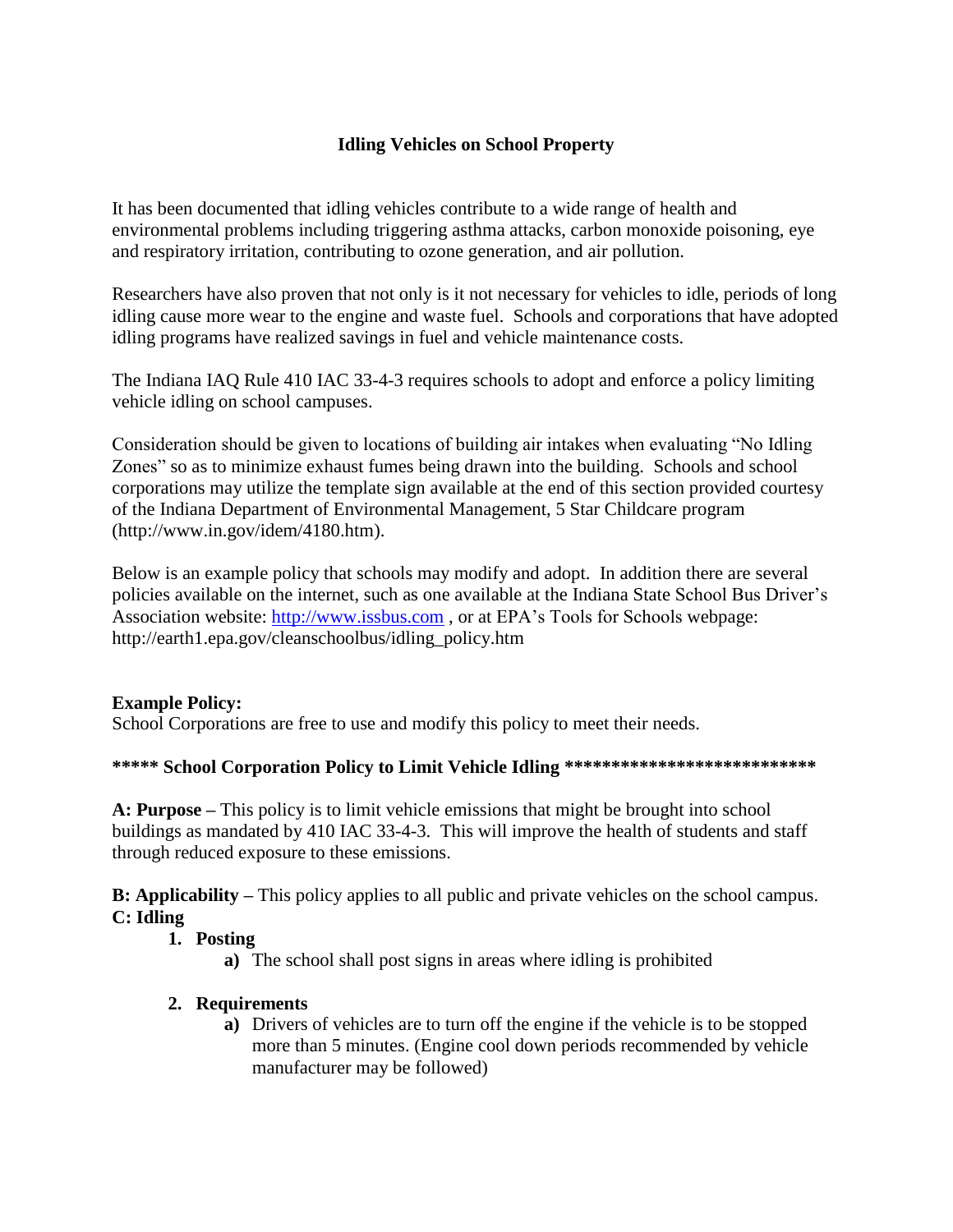## Idling Vehicles on School Property

It has been documented that idling vehicles contribute to a wide range of health and environmental problems including triggering asthma attacks, carbon monoxide poisoning, eye and respiratory irritation, contributing to ozone generation, and air pollution.

Researchers have also proven that not only is it not necessary for vehicles to idle, periods of long idling cause more wear to the engine and waste fuel. Schools and corporations that have adopted idling programs have realized savings in fuel and vehicle maintenance costs.

The Indiana IAQ Rule 410 IAC 33-4-3 requires schools to adopt and enforce a policy limiting vehicle idling on school campuses.

Consideration should be given to locations of building air intakes when evaluating "No Idling Zones" so as to minimize exhaust fumes being drawn into the building. Schools and school corporations may utilize the template sign available at the end of this section provided courtesy of the Indiana Department of Environmental Management, 5 Star Childcare program (http://www.in.gov/idem/4180.htm).

Below is an example policy that schools may modify and adopt. In addition there are several policies available on the internet, such as one available at the Indiana State School Bus Driver's Association website: http://www.issbus.com , or at EPA's Tools for Schools webpage: http://earth1.epa.gov/cleanschoolbus/idling_policy.htm

**Example Policy:**
School Corporations are free to use and modify this policy to meet their needs.

**\*\*\*\*\* School Corporation Policy to Limit Vehicle Idling \*\*\*\*\*\*\*\*\*\*\*\*\*\*\*\*\*\*\*\*\*\*\*\*\*\*\***

**A: Purpose –** This policy is to limit vehicle emissions that might be brought into school buildings as mandated by 410 IAC 33-4-3. This will improve the health of students and staff through reduced exposure to these emissions.

**B: Applicability –** This policy applies to all public and private vehicles on the school campus.

**C: Idling**

1. **Posting**
   - **a)** The school shall post signs in areas where idling is prohibited
2. **Requirements**
   - **a)** Drivers of vehicles are to turn off the engine if the vehicle is to be stopped more than 5 minutes. (Engine cool down periods recommended by vehicle manufacturer may be followed)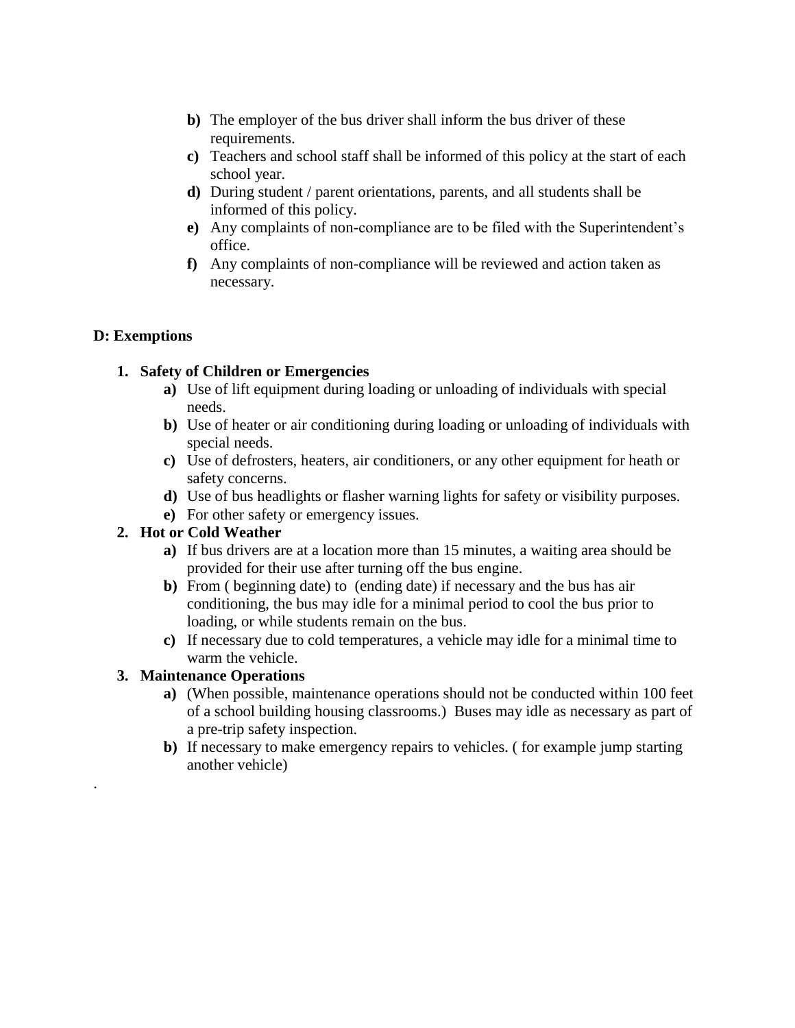b) The employer of the bus driver shall inform the bus driver of these requirements.
c) Teachers and school staff shall be informed of this policy at the start of each school year.
d) During student / parent orientations, parents, and all students shall be informed of this policy.
e) Any complaints of non-compliance are to be filed with the Superintendent's office.
f) Any complaints of non-compliance will be reviewed and action taken as necessary.

**D: Exemptions**

1. **Safety of Children or Emergencies**
   - **a)** Use of lift equipment during loading or unloading of individuals with special needs.
   - **b)** Use of heater or air conditioning during loading or unloading of individuals with special needs.
   - **c)** Use of defrosters, heaters, air conditioners, or any other equipment for heath or safety concerns.
   - **d)** Use of bus headlights or flasher warning lights for safety or visibility purposes.
   - **e)** For other safety or emergency issues.
2. **Hot or Cold Weather**
   - **a)** If bus drivers are at a location more than 15 minutes, a waiting area should be provided for their use after turning off the bus engine.
   - **b)** From ( beginning date) to (ending date) if necessary and the bus has air conditioning, the bus may idle for a minimal period to cool the bus prior to loading, or while students remain on the bus.
   - **c)** If necessary due to cold temperatures, a vehicle may idle for a minimal time to warm the vehicle.
3. **Maintenance Operations**
   - **a)** (When possible, maintenance operations should not be conducted within 100 feet of a school building housing classrooms.) Buses may idle as necessary as part of a pre-trip safety inspection.
   - **b)** If necessary to make emergency repairs to vehicles. ( for example jump starting another vehicle)

.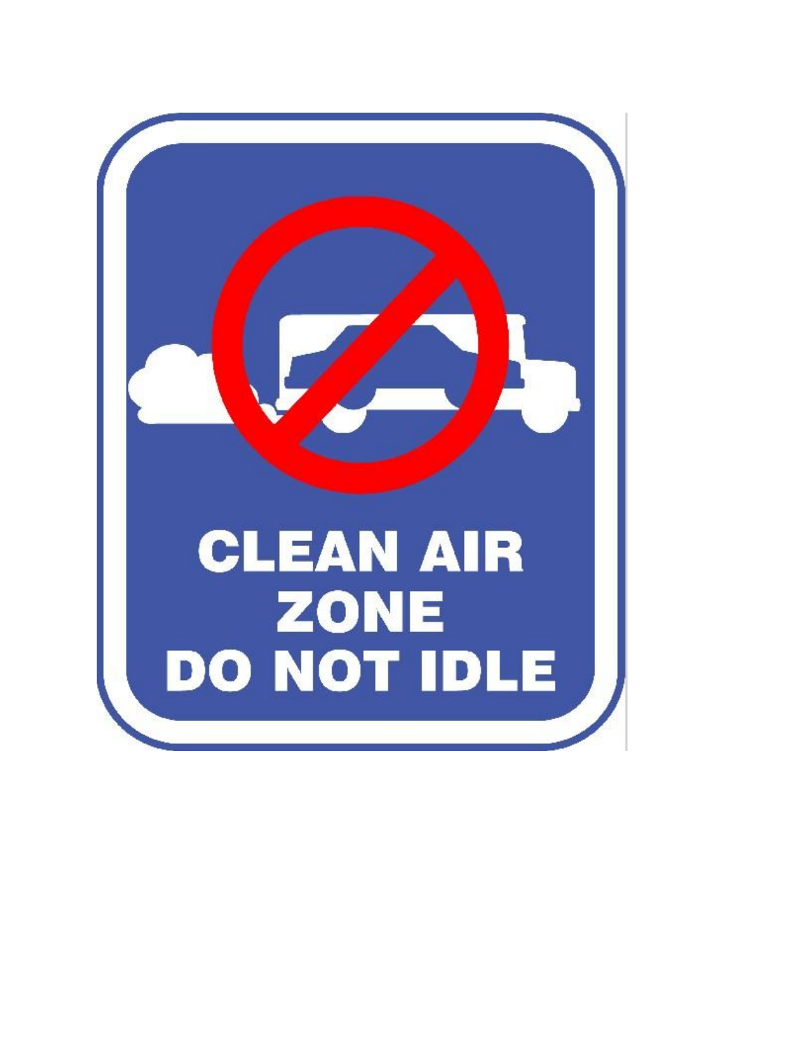CLEAN AIR
ZONE
DO NOT IDLE